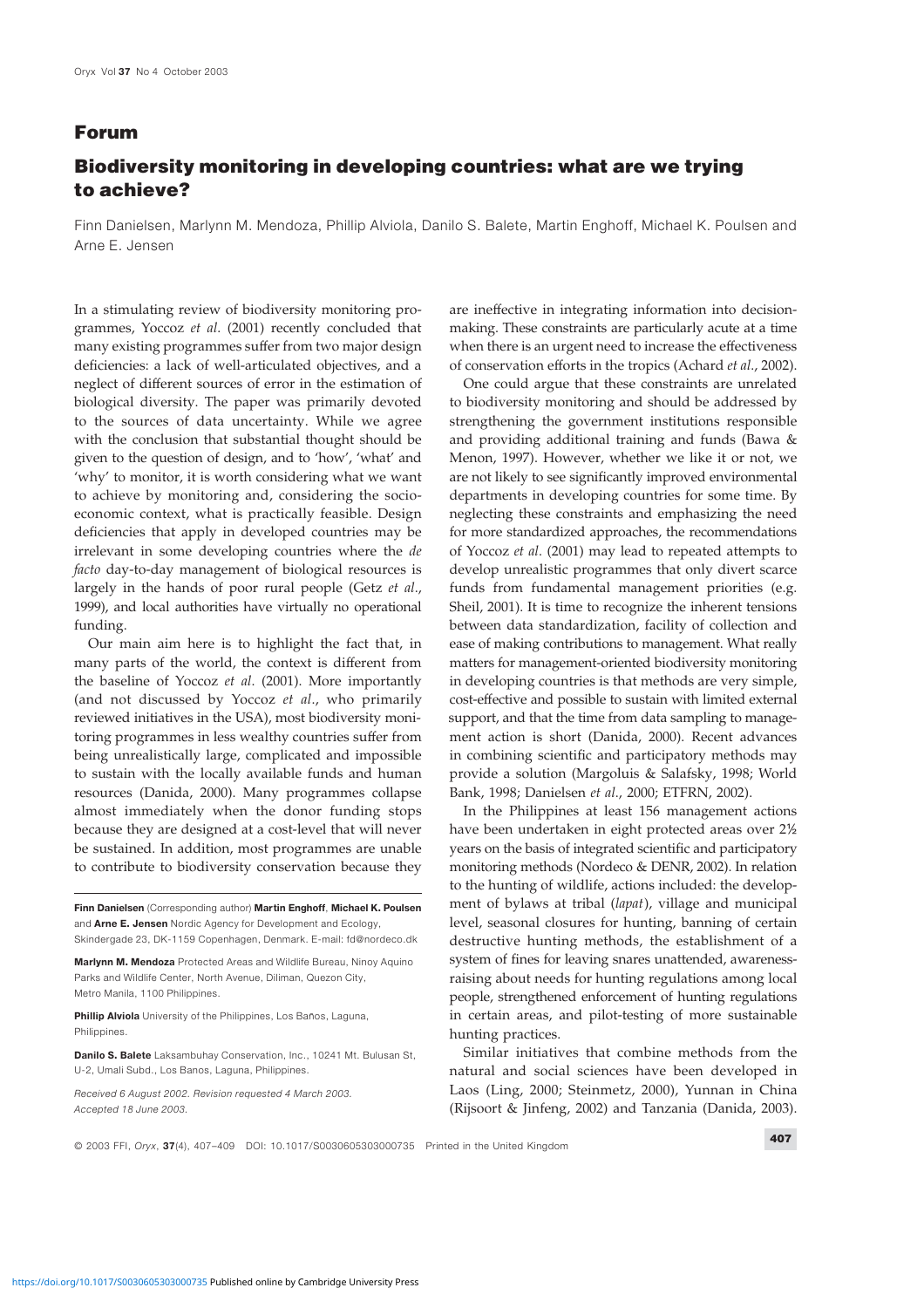## Forum

# Biodiversity monitoring in developing countries: what are we trying to achieve?

Finn Danielsen, Marlynn M. Mendoza, Phillip Alviola, Danilo S. Balete, Martin Enghoff, Michael K. Poulsen and Arne E. Jensen

In a stimulating review of biodiversity monitoring programmes, Yoccoz *et al*. (2001) recently concluded that many existing programmes suffer from two major design deficiencies: a lack of well-articulated objectives, and a neglect of different sources of error in the estimation of biological diversity. The paper was primarily devoted to the sources of data uncertainty. While we agree with the conclusion that substantial thought should be given to the question of design, and to 'how', 'what' and 'why' to monitor, it is worth considering what we want to achieve by monitoring and, considering the socio-economic context, what is practically feasible. Design deficiencies that apply in developed countries may be irrelevant in some developing countries where the *de facto* day-to-day management of biological resources is largely in the hands of poor rural people (Getz *et al*., 1999), and local authorities have virtually no operational funding.

Our main aim here is to highlight the fact that, in many parts of the world, the context is different from the baseline of Yoccoz *et al*. (2001). More importantly (and not discussed by Yoccoz *et al*., who primarily reviewed initiatives in the USA), most biodiversity monitoring programmes in less wealthy countries suffer from being unrealistically large, complicated and impossible to sustain with the locally available funds and human resources (Danida, 2000). Many programmes collapse almost immediately when the donor funding stops because they are designed at a cost-level that will never be sustained. In addition, most programmes are unable to contribute to biodiversity conservation because they are ineffective in integrating information into decision-making. These constraints are particularly acute at a time when there is an urgent need to increase the effectiveness of conservation efforts in the tropics (Achard *et al*., 2002).

One could argue that these constraints are unrelated to biodiversity monitoring and should be addressed by strengthening the government institutions responsible and providing additional training and funds (Bawa & Menon, 1997). However, whether we like it or not, we are not likely to see significantly improved environmental departments in developing countries for some time. By neglecting these constraints and emphasizing the need for more standardized approaches, the recommendations of Yoccoz *et al*. (2001) may lead to repeated attempts to develop unrealistic programmes that only divert scarce funds from fundamental management priorities (e.g. Sheil, 2001). It is time to recognize the inherent tensions between data standardization, facility of collection and ease of making contributions to management. What really matters for management-oriented biodiversity monitoring in developing countries is that methods are very simple, cost-effective and possible to sustain with limited external support, and that the time from data sampling to management action is short (Danida, 2000). Recent advances in combining scientific and participatory methods may provide a solution (Margoluis & Salafsky, 1998; World Bank, 1998; Danielsen *et al*., 2000; ETFRN, 2002).

In the Philippines at least 156 management actions have been undertaken in eight protected areas over 2½ years on the basis of integrated scientific and participatory monitoring methods (Nordeco & DENR, 2002). In relation to the hunting of wildlife, actions included: the development of bylaws at tribal (*lapat*), village and municipal level, seasonal closures for hunting, banning of certain destructive hunting methods, the establishment of a system of fines for leaving snares unattended, awareness-raising about needs for hunting regulations among local people, strengthened enforcement of hunting regulations in certain areas, and pilot-testing of more sustainable hunting practices.

Similar initiatives that combine methods from the natural and social sciences have been developed in Laos (Ling, 2000; Steinmetz, 2000), Yunnan in China (Rijsoort & Jinfeng, 2002) and Tanzania (Danida, 2003).

**Finn Danielsen** (Corresponding author) **Martin Enghoff**, **Michael K. Poulsen** and **Arne E. Jensen** Nordic Agency for Development and Ecology, Skindergade 23, DK-1159 Copenhagen, Denmark. E-mail: fd@nordeco.dk

**Marlynn M. Mendoza** Protected Areas and Wildlife Bureau, Ninoy Aquino Parks and Wildlife Center, North Avenue, Diliman, Quezon City, Metro Manila, 1100 Philippines.

**Phillip Alviola** University of the Philippines, Los Baños, Laguna, Philippines.

**Danilo S. Balete** Laksambuhay Conservation, Inc., 10241 Mt. Bulusan St, U-2, Umali Subd., Los Banos, Laguna, Philippines.

*Received 6 August 2002. Revision requested 4 March 2003. Accepted 18 June 2003.*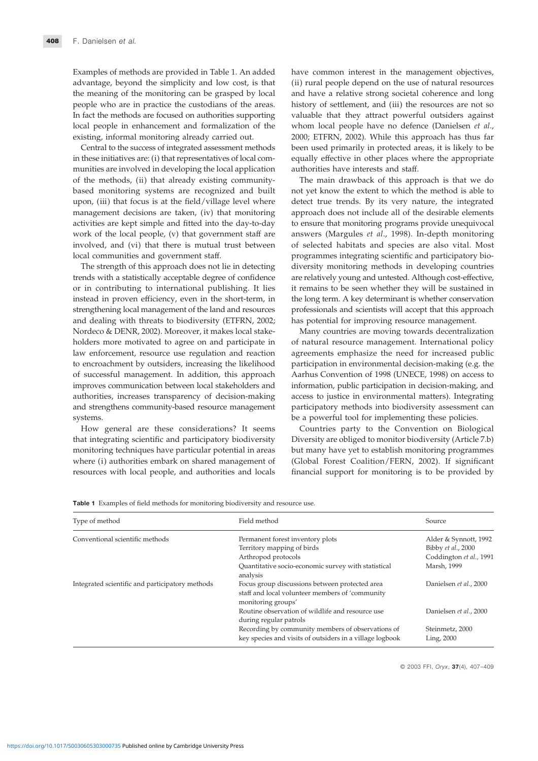Examples of methods are provided in Table 1. An added advantage, beyond the simplicity and low cost, is that the meaning of the monitoring can be grasped by local people who are in practice the custodians of the areas. In fact the methods are focused on authorities supporting local people in enhancement and formalization of the existing, informal monitoring already carried out.

Central to the success of integrated assessment methods in these initiatives are: (i) that representatives of local communities are involved in developing the local application of the methods, (ii) that already existing community-based monitoring systems are recognized and built upon, (iii) that focus is at the field/village level where management decisions are taken, (iv) that monitoring activities are kept simple and fitted into the day-to-day work of the local people, (v) that government staff are involved, and (vi) that there is mutual trust between local communities and government staff.

The strength of this approach does not lie in detecting trends with a statistically acceptable degree of confidence or in contributing to international publishing. It lies instead in proven efficiency, even in the short-term, in strengthening local management of the land and resources and dealing with threats to biodiversity (ETFRN, 2002; Nordeco & DENR, 2002). Moreover, it makes local stakeholders more motivated to agree on and participate in law enforcement, resource use regulation and reaction to encroachment by outsiders, increasing the likelihood of successful management. In addition, this approach improves communication between local stakeholders and authorities, increases transparency of decision-making and strengthens community-based resource management systems.

How general are these considerations? It seems that integrating scientific and participatory biodiversity monitoring techniques have particular potential in areas where (i) authorities embark on shared management of resources with local people, and authorities and locals have common interest in the management objectives, (ii) rural people depend on the use of natural resources and have a relative strong societal coherence and long history of settlement, and (iii) the resources are not so valuable that they attract powerful outsiders against whom local people have no defence (Danielsen *et al*., 2000; ETFRN, 2002). While this approach has thus far been used primarily in protected areas, it is likely to be equally effective in other places where the appropriate authorities have interests and staff.

The main drawback of this approach is that we do not yet know the extent to which the method is able to detect true trends. By its very nature, the integrated approach does not include all of the desirable elements to ensure that monitoring programs provide unequivocal answers (Margules *et al*., 1998). In-depth monitoring of selected habitats and species are also vital. Most programmes integrating scientific and participatory biodiversity monitoring methods in developing countries are relatively young and untested. Although cost-effective, it remains to be seen whether they will be sustained in the long term. A key determinant is whether conservation professionals and scientists will accept that this approach has potential for improving resource management.

Many countries are moving towards decentralization of natural resource management. International policy agreements emphasize the need for increased public participation in environmental decision-making (e.g. the Aarhus Convention of 1998 (UNECE, 1998) on access to information, public participation in decision-making, and access to justice in environmental matters). Integrating participatory methods into biodiversity assessment can be a powerful tool for implementing these policies.

Countries party to the Convention on Biological Diversity are obliged to monitor biodiversity (Article 7.b) but many have yet to establish monitoring programmes (Global Forest Coalition/FERN, 2002). If significant financial support for monitoring is to be provided by

**Table 1** Examples of field methods for monitoring biodiversity and resource use.

| Type of method | Field method | Source |
|---|---|---|
| Conventional scientific methods | Permanent forest inventory plots | Alder & Synnott, 1992 |
| | Territory mapping of birds | Bibby *et al*., 2000 |
| | Arthropod protocols | Coddington *et al*., 1991 |
| | Quantitative socio-economic survey with statistical analysis | Marsh, 1999 |
| Integrated scientific and participatory methods | Focus group discussions between protected area staff and local volunteer members of 'community monitoring groups' | Danielsen *et al*., 2000 |
| | Routine observation of wildlife and resource use during regular patrols | Danielsen *et al*., 2000 |
| | Recording by community members of observations of key species and visits of outsiders in a village logbook | Steinmetz, 2000<br>Ling, 2000 |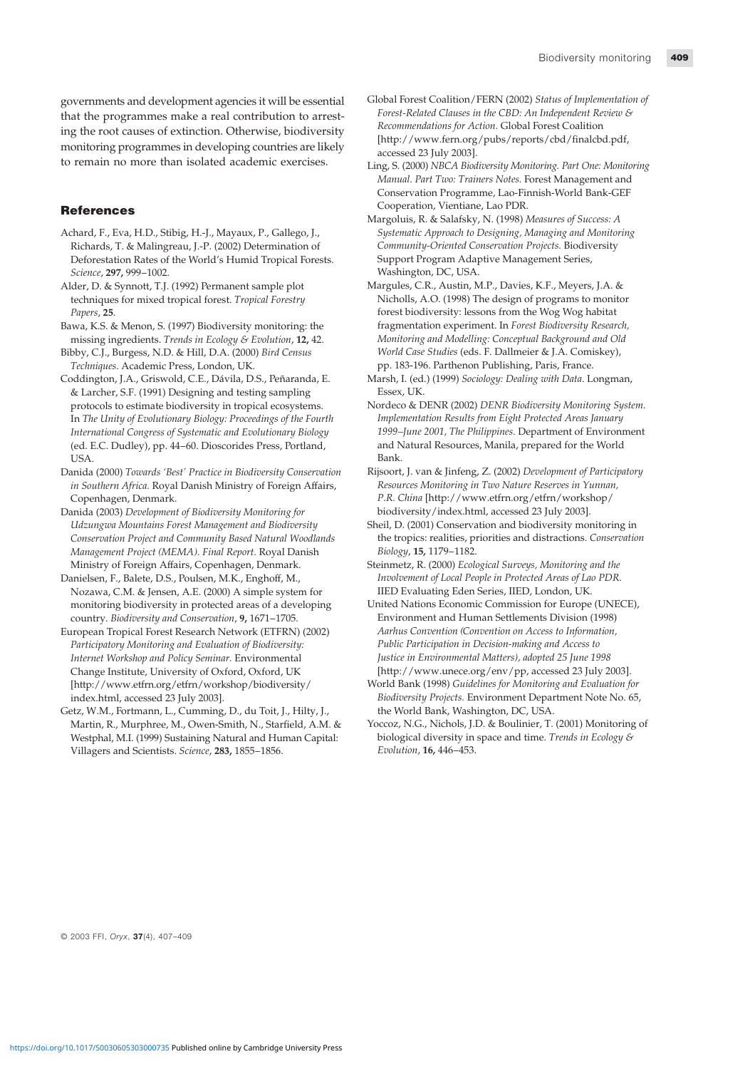governments and development agencies it will be essential that the programmes make a real contribution to arresting the root causes of extinction. Otherwise, biodiversity monitoring programmes in developing countries are likely to remain no more than isolated academic exercises.

## References

Achard, F., Eva, H.D., Stibig, H.-J., Mayaux, P., Gallego, J., Richards, T. & Malingreau, J.-P. (2002) Determination of Deforestation Rates of the World's Humid Tropical Forests. *Science*, **297,** 999–1002.

Alder, D. & Synnott, T.J. (1992) Permanent sample plot techniques for mixed tropical forest. *Tropical Forestry Papers*, **25**.

Bawa, K.S. & Menon, S. (1997) Biodiversity monitoring: the missing ingredients. *Trends in Ecology & Evolution*, **12,** 42.

Bibby, C.J., Burgess, N.D. & Hill, D.A. (2000) *Bird Census Techniques*. Academic Press, London, UK.

Coddington, J.A., Griswold, C.E., Dávila, D.S., Peñaranda, E. & Larcher, S.F. (1991) Designing and testing sampling protocols to estimate biodiversity in tropical ecosystems. In *The Unity of Evolutionary Biology: Proceedings of the Fourth International Congress of Systematic and Evolutionary Biology* (ed. E.C. Dudley), pp. 44–60. Dioscorides Press, Portland, USA.

Danida (2000) *Towards 'Best' Practice in Biodiversity Conservation in Southern Africa.* Royal Danish Ministry of Foreign Affairs, Copenhagen, Denmark.

Danida (2003) *Development of Biodiversity Monitoring for Udzungwa Mountains Forest Management and Biodiversity Conservation Project and Community Based Natural Woodlands Management Project (MEMA). Final Report.* Royal Danish Ministry of Foreign Affairs, Copenhagen, Denmark.

Danielsen, F., Balete, D.S., Poulsen, M.K., Enghoff, M., Nozawa, C.M. & Jensen, A.E. (2000) A simple system for monitoring biodiversity in protected areas of a developing country. *Biodiversity and Conservation*, **9,** 1671–1705.

European Tropical Forest Research Network (ETFRN) (2002) *Participatory Monitoring and Evaluation of Biodiversity: Internet Workshop and Policy Seminar.* Environmental Change Institute, University of Oxford, Oxford, UK [http://www.etfrn.org/etfrn/workshop/biodiversity/index.html, accessed 23 July 2003].

Getz, W.M., Fortmann, L., Cumming, D., du Toit, J., Hilty, J., Martin, R., Murphree, M., Owen-Smith, N., Starfield, A.M. & Westphal, M.I. (1999) Sustaining Natural and Human Capital: Villagers and Scientists. *Science*, **283,** 1855–1856.

Global Forest Coalition/FERN (2002) *Status of Implementation of Forest-Related Clauses in the CBD: An Independent Review & Recommendations for Action.* Global Forest Coalition [http://www.fern.org/pubs/reports/cbd/finalcbd.pdf, accessed 23 July 2003].

Ling, S. (2000) *NBCA Biodiversity Monitoring. Part One: Monitoring Manual. Part Two: Trainers Notes.* Forest Management and Conservation Programme, Lao-Finnish-World Bank-GEF Cooperation, Vientiane, Lao PDR.

Margoluis, R. & Salafsky, N. (1998) *Measures of Success: A Systematic Approach to Designing, Managing and Monitoring Community-Oriented Conservation Projects.* Biodiversity Support Program Adaptive Management Series, Washington, DC, USA.

Margules, C.R., Austin, M.P., Davies, K.F., Meyers, J.A. & Nicholls, A.O. (1998) The design of programs to monitor forest biodiversity: lessons from the Wog Wog habitat fragmentation experiment. In *Forest Biodiversity Research, Monitoring and Modelling: Conceptual Background and Old World Case Studies* (eds. F. Dallmeier & J.A. Comiskey), pp. 183-196. Parthenon Publishing, Paris, France.

Marsh, I. (ed.) (1999) *Sociology: Dealing with Data*. Longman, Essex, UK.

Nordeco & DENR (2002) *DENR Biodiversity Monitoring System. Implementation Results from Eight Protected Areas January 1999–June 2001, The Philippines.* Department of Environment and Natural Resources, Manila, prepared for the World Bank.

Rijsoort, J. van & Jinfeng, Z. (2002) *Development of Participatory Resources Monitoring in Two Nature Reserves in Yunnan, P.R. China* [http://www.etfrn.org/etfrn/workshop/biodiversity/index.html, accessed 23 July 2003].

Sheil, D. (2001) Conservation and biodiversity monitoring in the tropics: realities, priorities and distractions. *Conservation Biology*, **15,** 1179–1182.

Steinmetz, R. (2000) *Ecological Surveys, Monitoring and the Involvement of Local People in Protected Areas of Lao PDR*. IIED Evaluating Eden Series, IIED, London, UK.

United Nations Economic Commission for Europe (UNECE), Environment and Human Settlements Division (1998) *Aarhus Convention (Convention on Access to Information, Public Participation in Decision-making and Access to Justice in Environmental Matters), adopted 25 June 1998* [http://www.unece.org/env/pp, accessed 23 July 2003].

World Bank (1998) *Guidelines for Monitoring and Evaluation for Biodiversity Projects.* Environment Department Note No. 65, the World Bank, Washington, DC, USA.

Yoccoz, N.G., Nichols, J.D. & Boulinier, T. (2001) Monitoring of biological diversity in space and time. *Trends in Ecology & Evolution*, **16,** 446–453.